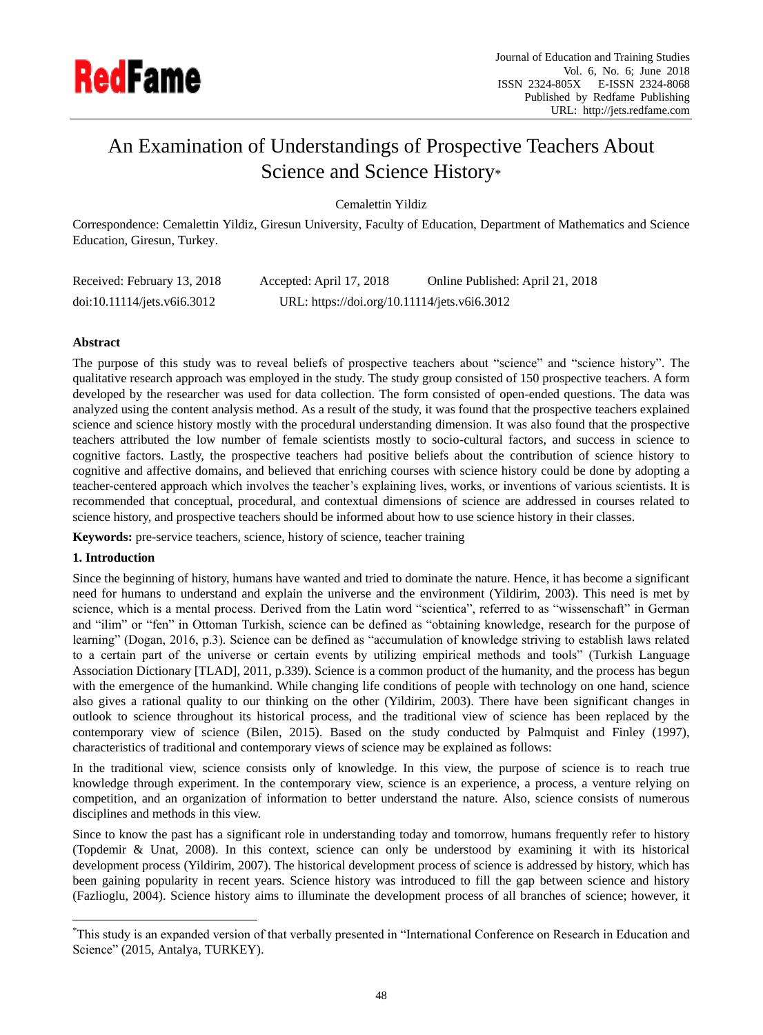# An Examination of Understandings of Prospective Teachers About Science and Science History*

Cemalettin Yildiz

Correspondence: Cemalettin Yildiz, Giresun University, Faculty of Education, Department of Mathematics and Science Education, Giresun, Turkey.

Received: February 13, 2018    Accepted: April 17, 2018    Online Published: April 21, 2018

doi:10.11114/jets.v6i6.3012    URL: https://doi.org/10.11114/jets.v6i6.3012

**Abstract**

The purpose of this study was to reveal beliefs of prospective teachers about "science" and "science history". The qualitative research approach was employed in the study. The study group consisted of 150 prospective teachers. A form developed by the researcher was used for data collection. The form consisted of open-ended questions. The data was analyzed using the content analysis method. As a result of the study, it was found that the prospective teachers explained science and science history mostly with the procedural understanding dimension. It was also found that the prospective teachers attributed the low number of female scientists mostly to socio-cultural factors, and success in science to cognitive factors. Lastly, the prospective teachers had positive beliefs about the contribution of science history to cognitive and affective domains, and believed that enriching courses with science history could be done by adopting a teacher-centered approach which involves the teacher's explaining lives, works, or inventions of various scientists. It is recommended that conceptual, procedural, and contextual dimensions of science are addressed in courses related to science history, and prospective teachers should be informed about how to use science history in their classes.

**Keywords:** pre-service teachers, science, history of science, teacher training

## 1. Introduction

Since the beginning of history, humans have wanted and tried to dominate the nature. Hence, it has become a significant need for humans to understand and explain the universe and the environment (Yildirim, 2003). This need is met by science, which is a mental process. Derived from the Latin word "scientica", referred to as "wissenschaft" in German and "ilim" or "fen" in Ottoman Turkish, science can be defined as "obtaining knowledge, research for the purpose of learning" (Dogan, 2016, p.3). Science can be defined as "accumulation of knowledge striving to establish laws related to a certain part of the universe or certain events by utilizing empirical methods and tools" (Turkish Language Association Dictionary [TLAD], 2011, p.339). Science is a common product of the humanity, and the process has begun with the emergence of the humankind. While changing life conditions of people with technology on one hand, science also gives a rational quality to our thinking on the other (Yildirim, 2003). There have been significant changes in outlook to science throughout its historical process, and the traditional view of science has replaced by the contemporary view of science (Bilen, 2015). Based on the study conducted by Palmquist and Finley (1997), characteristics of traditional and contemporary views of science may be explained as follows:

In the traditional view, science consists only of knowledge. In this view, the purpose of science is to reach true knowledge through experiment. In the contemporary view, science is an experience, a process, a venture relying on competition, and an organization of information to better understand the nature. Also, science consists of numerous disciplines and methods in this view.

Since to know the past has a significant role in understanding today and tomorrow, humans frequently refer to history (Topdemir & Unat, 2008). In this context, science can only be understood by examining it with its historical development process (Yildirim, 2007). The historical development process of science is addressed by history, which has been gaining popularity in recent years. Science history was introduced to fill the gap between science and history (Fazlioglu, 2004). Science history aims to illuminate the development process of all branches of science; however, it

---

*This study is an expanded version of that verbally presented in "International Conference on Research in Education and Science" (2015, Antalya, TURKEY).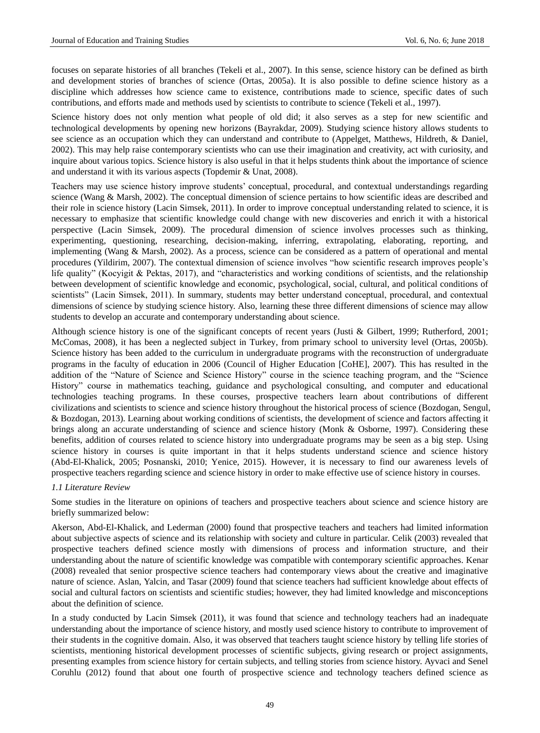focuses on separate histories of all branches (Tekeli et al., 2007). In this sense, science history can be defined as birth and development stories of branches of science (Ortas, 2005a). It is also possible to define science history as a discipline which addresses how science came to existence, contributions made to science, specific dates of such contributions, and efforts made and methods used by scientists to contribute to science (Tekeli et al., 1997).

Science history does not only mention what people of old did; it also serves as a step for new scientific and technological developments by opening new horizons (Bayrakdar, 2009). Studying science history allows students to see science as an occupation which they can understand and contribute to (Appelget, Matthews, Hildreth, & Daniel, 2002). This may help raise contemporary scientists who can use their imagination and creativity, act with curiosity, and inquire about various topics. Science history is also useful in that it helps students think about the importance of science and understand it with its various aspects (Topdemir & Unat, 2008).

Teachers may use science history improve students' conceptual, procedural, and contextual understandings regarding science (Wang & Marsh, 2002). The conceptual dimension of science pertains to how scientific ideas are described and their role in science history (Lacin Simsek, 2011). In order to improve conceptual understanding related to science, it is necessary to emphasize that scientific knowledge could change with new discoveries and enrich it with a historical perspective (Lacin Simsek, 2009). The procedural dimension of science involves processes such as thinking, experimenting, questioning, researching, decision-making, inferring, extrapolating, elaborating, reporting, and implementing (Wang & Marsh, 2002). As a process, science can be considered as a pattern of operational and mental procedures (Yildirim, 2007). The contextual dimension of science involves "how scientific research improves people's life quality" (Kocyigit & Pektas, 2017), and "characteristics and working conditions of scientists, and the relationship between development of scientific knowledge and economic, psychological, social, cultural, and political conditions of scientists" (Lacin Simsek, 2011). In summary, students may better understand conceptual, procedural, and contextual dimensions of science by studying science history. Also, learning these three different dimensions of science may allow students to develop an accurate and contemporary understanding about science.

Although science history is one of the significant concepts of recent years (Justi & Gilbert, 1999; Rutherford, 2001; McComas, 2008), it has been a neglected subject in Turkey, from primary school to university level (Ortas, 2005b). Science history has been added to the curriculum in undergraduate programs with the reconstruction of undergraduate programs in the faculty of education in 2006 (Council of Higher Education [CoHE], 2007). This has resulted in the addition of the "Nature of Science and Science History" course in the science teaching program, and the "Science History" course in mathematics teaching, guidance and psychological consulting, and computer and educational technologies teaching programs. In these courses, prospective teachers learn about contributions of different civilizations and scientists to science and science history throughout the historical process of science (Bozdogan, Sengul, & Bozdogan, 2013). Learning about working conditions of scientists, the development of science and factors affecting it brings along an accurate understanding of science and science history (Monk & Osborne, 1997). Considering these benefits, addition of courses related to science history into undergraduate programs may be seen as a big step. Using science history in courses is quite important in that it helps students understand science and science history (Abd-El-Khalick, 2005; Posnanski, 2010; Yenice, 2015). However, it is necessary to find our awareness levels of prospective teachers regarding science and science history in order to make effective use of science history in courses.

### *1.1 Literature Review*

Some studies in the literature on opinions of teachers and prospective teachers about science and science history are briefly summarized below:

Akerson, Abd-El-Khalick, and Lederman (2000) found that prospective teachers and teachers had limited information about subjective aspects of science and its relationship with society and culture in particular. Celik (2003) revealed that prospective teachers defined science mostly with dimensions of process and information structure, and their understanding about the nature of scientific knowledge was compatible with contemporary scientific approaches. Kenar (2008) revealed that senior prospective science teachers had contemporary views about the creative and imaginative nature of science. Aslan, Yalcin, and Tasar (2009) found that science teachers had sufficient knowledge about effects of social and cultural factors on scientists and scientific studies; however, they had limited knowledge and misconceptions about the definition of science.

In a study conducted by Lacin Simsek (2011), it was found that science and technology teachers had an inadequate understanding about the importance of science history, and mostly used science history to contribute to improvement of their students in the cognitive domain. Also, it was observed that teachers taught science history by telling life stories of scientists, mentioning historical development processes of scientific subjects, giving research or project assignments, presenting examples from science history for certain subjects, and telling stories from science history. Ayvaci and Senel Coruhlu (2012) found that about one fourth of prospective science and technology teachers defined science as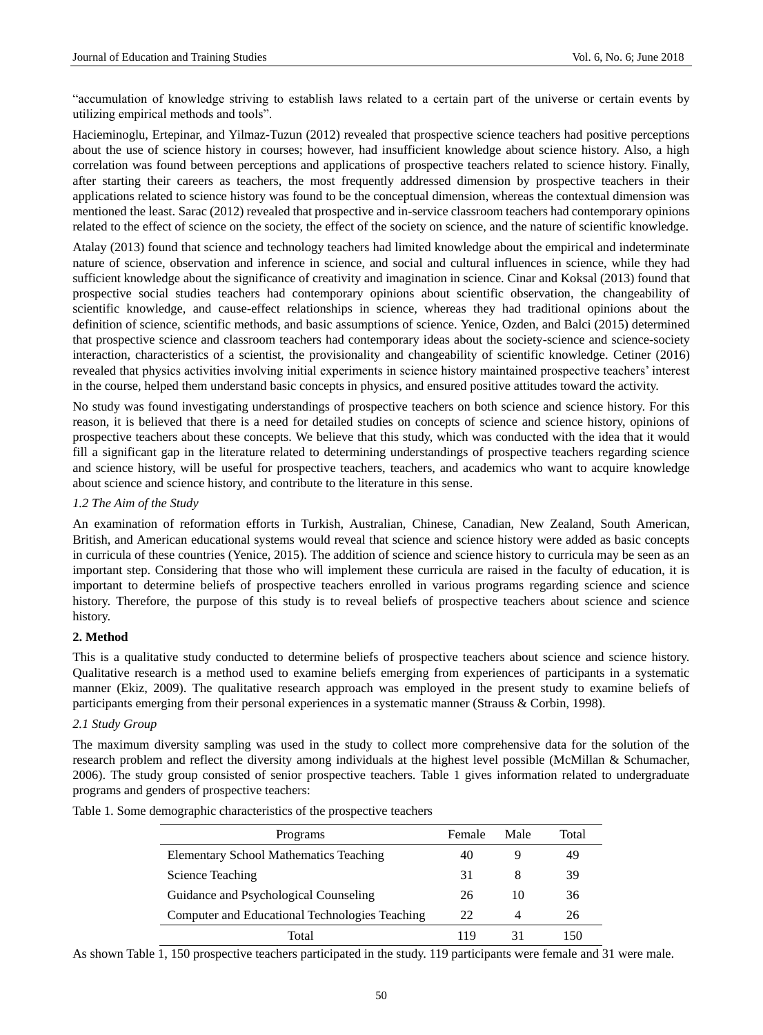"accumulation of knowledge striving to establish laws related to a certain part of the universe or certain events by utilizing empirical methods and tools".

Hacieminoglu, Ertepinar, and Yilmaz-Tuzun (2012) revealed that prospective science teachers had positive perceptions about the use of science history in courses; however, had insufficient knowledge about science history. Also, a high correlation was found between perceptions and applications of prospective teachers related to science history. Finally, after starting their careers as teachers, the most frequently addressed dimension by prospective teachers in their applications related to science history was found to be the conceptual dimension, whereas the contextual dimension was mentioned the least. Sarac (2012) revealed that prospective and in-service classroom teachers had contemporary opinions related to the effect of science on the society, the effect of the society on science, and the nature of scientific knowledge.

Atalay (2013) found that science and technology teachers had limited knowledge about the empirical and indeterminate nature of science, observation and inference in science, and social and cultural influences in science, while they had sufficient knowledge about the significance of creativity and imagination in science. Cinar and Koksal (2013) found that prospective social studies teachers had contemporary opinions about scientific observation, the changeability of scientific knowledge, and cause-effect relationships in science, whereas they had traditional opinions about the definition of science, scientific methods, and basic assumptions of science. Yenice, Ozden, and Balci (2015) determined that prospective science and classroom teachers had contemporary ideas about the society-science and science-society interaction, characteristics of a scientist, the provisionality and changeability of scientific knowledge. Cetiner (2016) revealed that physics activities involving initial experiments in science history maintained prospective teachers' interest in the course, helped them understand basic concepts in physics, and ensured positive attitudes toward the activity.

No study was found investigating understandings of prospective teachers on both science and science history. For this reason, it is believed that there is a need for detailed studies on concepts of science and science history, opinions of prospective teachers about these concepts. We believe that this study, which was conducted with the idea that it would fill a significant gap in the literature related to determining understandings of prospective teachers regarding science and science history, will be useful for prospective teachers, teachers, and academics who want to acquire knowledge about science and science history, and contribute to the literature in this sense.

### *1.2 The Aim of the Study*

An examination of reformation efforts in Turkish, Australian, Chinese, Canadian, New Zealand, South American, British, and American educational systems would reveal that science and science history were added as basic concepts in curricula of these countries (Yenice, 2015). The addition of science and science history to curricula may be seen as an important step. Considering that those who will implement these curricula are raised in the faculty of education, it is important to determine beliefs of prospective teachers enrolled in various programs regarding science and science history. Therefore, the purpose of this study is to reveal beliefs of prospective teachers about science and science history.

## 2. Method

This is a qualitative study conducted to determine beliefs of prospective teachers about science and science history. Qualitative research is a method used to examine beliefs emerging from experiences of participants in a systematic manner (Ekiz, 2009). The qualitative research approach was employed in the present study to examine beliefs of participants emerging from their personal experiences in a systematic manner (Strauss & Corbin, 1998).

### *2.1 Study Group*

The maximum diversity sampling was used in the study to collect more comprehensive data for the solution of the research problem and reflect the diversity among individuals at the highest level possible (McMillan & Schumacher, 2006). The study group consisted of senior prospective teachers. Table 1 gives information related to undergraduate programs and genders of prospective teachers:

Table 1. Some demographic characteristics of the prospective teachers

| Programs | Female | Male | Total |
|---|---|---|---|
| Elementary School Mathematics Teaching | 40 | 9 | 49 |
| Science Teaching | 31 | 8 | 39 |
| Guidance and Psychological Counseling | 26 | 10 | 36 |
| Computer and Educational Technologies Teaching | 22 | 4 | 26 |
| Total | 119 | 31 | 150 |

As shown Table 1, 150 prospective teachers participated in the study. 119 participants were female and 31 were male.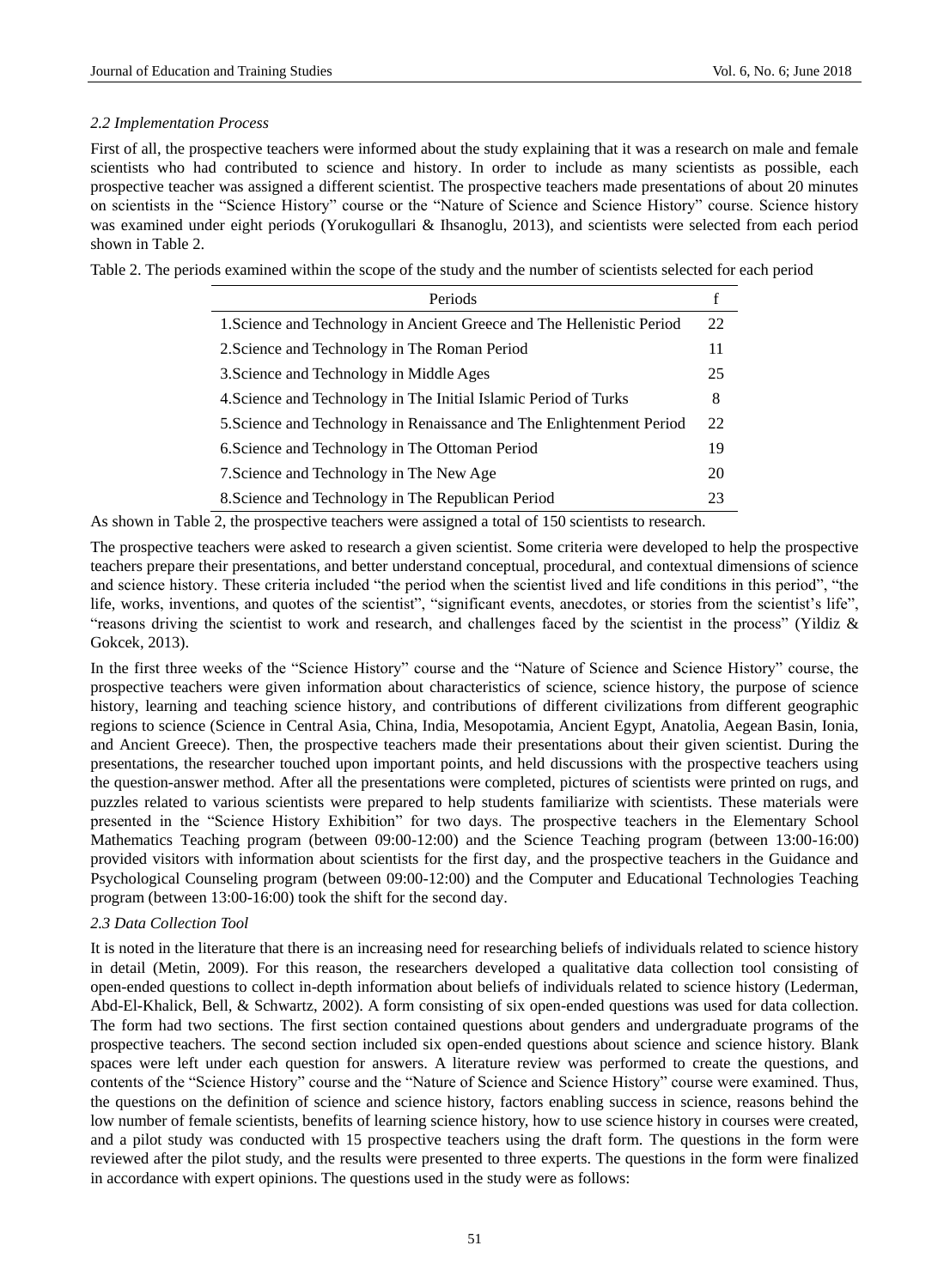### 2.2 Implementation Process

First of all, the prospective teachers were informed about the study explaining that it was a research on male and female scientists who had contributed to science and history. In order to include as many scientists as possible, each prospective teacher was assigned a different scientist. The prospective teachers made presentations of about 20 minutes on scientists in the "Science History" course or the "Nature of Science and Science History" course. Science history was examined under eight periods (Yorukogullari & Ihsanoglu, 2013), and scientists were selected from each period shown in Table 2.

Table 2. The periods examined within the scope of the study and the number of scientists selected for each period

| Periods | f |
|---|---|
| 1.Science and Technology in Ancient Greece and The Hellenistic Period | 22 |
| 2.Science and Technology in The Roman Period | 11 |
| 3.Science and Technology in Middle Ages | 25 |
| 4.Science and Technology in The Initial Islamic Period of Turks | 8 |
| 5.Science and Technology in Renaissance and The Enlightenment Period | 22 |
| 6.Science and Technology in The Ottoman Period | 19 |
| 7.Science and Technology in The New Age | 20 |
| 8.Science and Technology in The Republican Period | 23 |

As shown in Table 2, the prospective teachers were assigned a total of 150 scientists to research.

The prospective teachers were asked to research a given scientist. Some criteria were developed to help the prospective teachers prepare their presentations, and better understand conceptual, procedural, and contextual dimensions of science and science history. These criteria included "the period when the scientist lived and life conditions in this period", "the life, works, inventions, and quotes of the scientist", "significant events, anecdotes, or stories from the scientist's life", "reasons driving the scientist to work and research, and challenges faced by the scientist in the process" (Yildiz & Gokcek, 2013).

In the first three weeks of the "Science History" course and the "Nature of Science and Science History" course, the prospective teachers were given information about characteristics of science, science history, the purpose of science history, learning and teaching science history, and contributions of different civilizations from different geographic regions to science (Science in Central Asia, China, India, Mesopotamia, Ancient Egypt, Anatolia, Aegean Basin, Ionia, and Ancient Greece). Then, the prospective teachers made their presentations about their given scientist. During the presentations, the researcher touched upon important points, and held discussions with the prospective teachers using the question-answer method. After all the presentations were completed, pictures of scientists were printed on rugs, and puzzles related to various scientists were prepared to help students familiarize with scientists. These materials were presented in the "Science History Exhibition" for two days. The prospective teachers in the Elementary School Mathematics Teaching program (between 09:00-12:00) and the Science Teaching program (between 13:00-16:00) provided visitors with information about scientists for the first day, and the prospective teachers in the Guidance and Psychological Counseling program (between 09:00-12:00) and the Computer and Educational Technologies Teaching program (between 13:00-16:00) took the shift for the second day.

### 2.3 Data Collection Tool

It is noted in the literature that there is an increasing need for researching beliefs of individuals related to science history in detail (Metin, 2009). For this reason, the researchers developed a qualitative data collection tool consisting of open-ended questions to collect in-depth information about beliefs of individuals related to science history (Lederman, Abd-El-Khalick, Bell, & Schwartz, 2002). A form consisting of six open-ended questions was used for data collection. The form had two sections. The first section contained questions about genders and undergraduate programs of the prospective teachers. The second section included six open-ended questions about science and science history. Blank spaces were left under each question for answers. A literature review was performed to create the questions, and contents of the "Science History" course and the "Nature of Science and Science History" course were examined. Thus, the questions on the definition of science and science history, factors enabling success in science, reasons behind the low number of female scientists, benefits of learning science history, how to use science history in courses were created, and a pilot study was conducted with 15 prospective teachers using the draft form. The questions in the form were reviewed after the pilot study, and the results were presented to three experts. The questions in the form were finalized in accordance with expert opinions. The questions used in the study were as follows: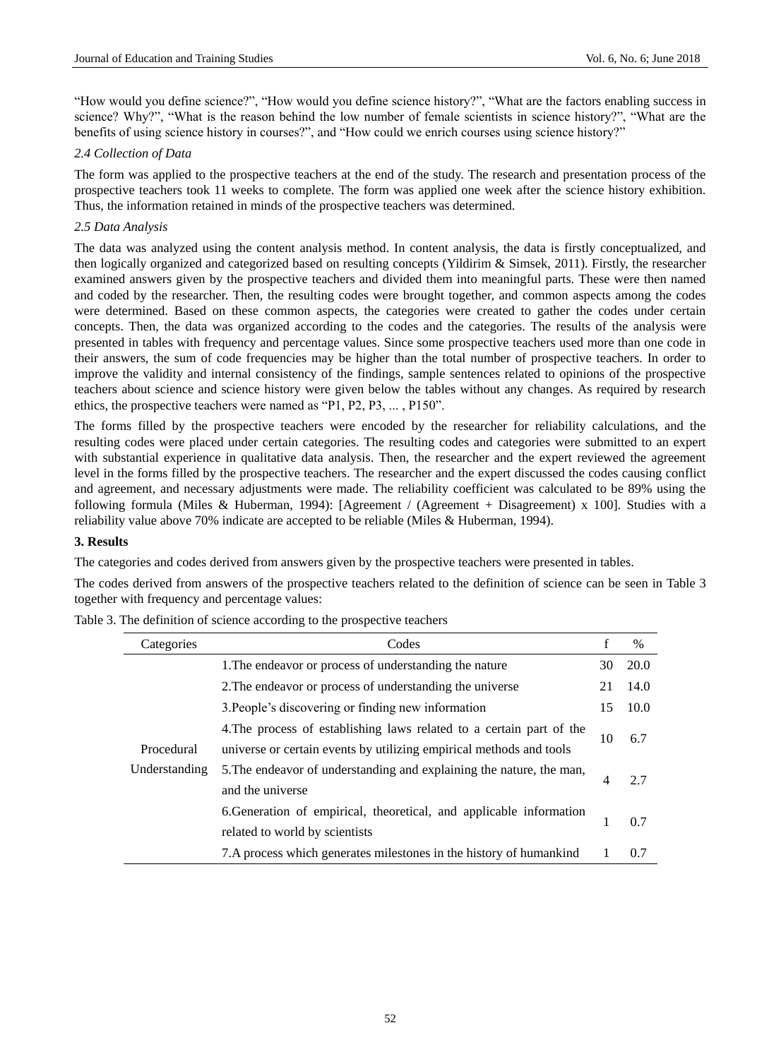"How would you define science?", "How would you define science history?", "What are the factors enabling success in science? Why?", "What is the reason behind the low number of female scientists in science history?", "What are the benefits of using science history in courses?", and "How could we enrich courses using science history?"

### *2.4 Collection of Data*

The form was applied to the prospective teachers at the end of the study. The research and presentation process of the prospective teachers took 11 weeks to complete. The form was applied one week after the science history exhibition. Thus, the information retained in minds of the prospective teachers was determined.

### *2.5 Data Analysis*

The data was analyzed using the content analysis method. In content analysis, the data is firstly conceptualized, and then logically organized and categorized based on resulting concepts (Yildirim & Simsek, 2011). Firstly, the researcher examined answers given by the prospective teachers and divided them into meaningful parts. These were then named and coded by the researcher. Then, the resulting codes were brought together, and common aspects among the codes were determined. Based on these common aspects, the categories were created to gather the codes under certain concepts. Then, the data was organized according to the codes and the categories. The results of the analysis were presented in tables with frequency and percentage values. Since some prospective teachers used more than one code in their answers, the sum of code frequencies may be higher than the total number of prospective teachers. In order to improve the validity and internal consistency of the findings, sample sentences related to opinions of the prospective teachers about science and science history were given below the tables without any changes. As required by research ethics, the prospective teachers were named as "P1, P2, P3, ... , P150".

The forms filled by the prospective teachers were encoded by the researcher for reliability calculations, and the resulting codes were placed under certain categories. The resulting codes and categories were submitted to an expert with substantial experience in qualitative data analysis. Then, the researcher and the expert reviewed the agreement level in the forms filled by the prospective teachers. The researcher and the expert discussed the codes causing conflict and agreement, and necessary adjustments were made. The reliability coefficient was calculated to be 89% using the following formula (Miles & Huberman, 1994): [Agreement / (Agreement + Disagreement) x 100]. Studies with a reliability value above 70% indicate are accepted to be reliable (Miles & Huberman, 1994).

## 3. Results

The categories and codes derived from answers given by the prospective teachers were presented in tables.

The codes derived from answers of the prospective teachers related to the definition of science can be seen in Table 3 together with frequency and percentage values:

Table 3. The definition of science according to the prospective teachers

| Categories | Codes | f | % |
|---|---|---|---|
| Procedural Understanding | 1.The endeavor or process of understanding the nature | 30 | 20.0 |
| | 2.The endeavor or process of understanding the universe | 21 | 14.0 |
| | 3.People's discovering or finding new information | 15 | 10.0 |
| | 4.The process of establishing laws related to a certain part of the universe or certain events by utilizing empirical methods and tools | 10 | 6.7 |
| | 5.The endeavor of understanding and explaining the nature, the man, and the universe | 4 | 2.7 |
| | 6.Generation of empirical, theoretical, and applicable information related to world by scientists | 1 | 0.7 |
| | 7.A process which generates milestones in the history of humankind | 1 | 0.7 |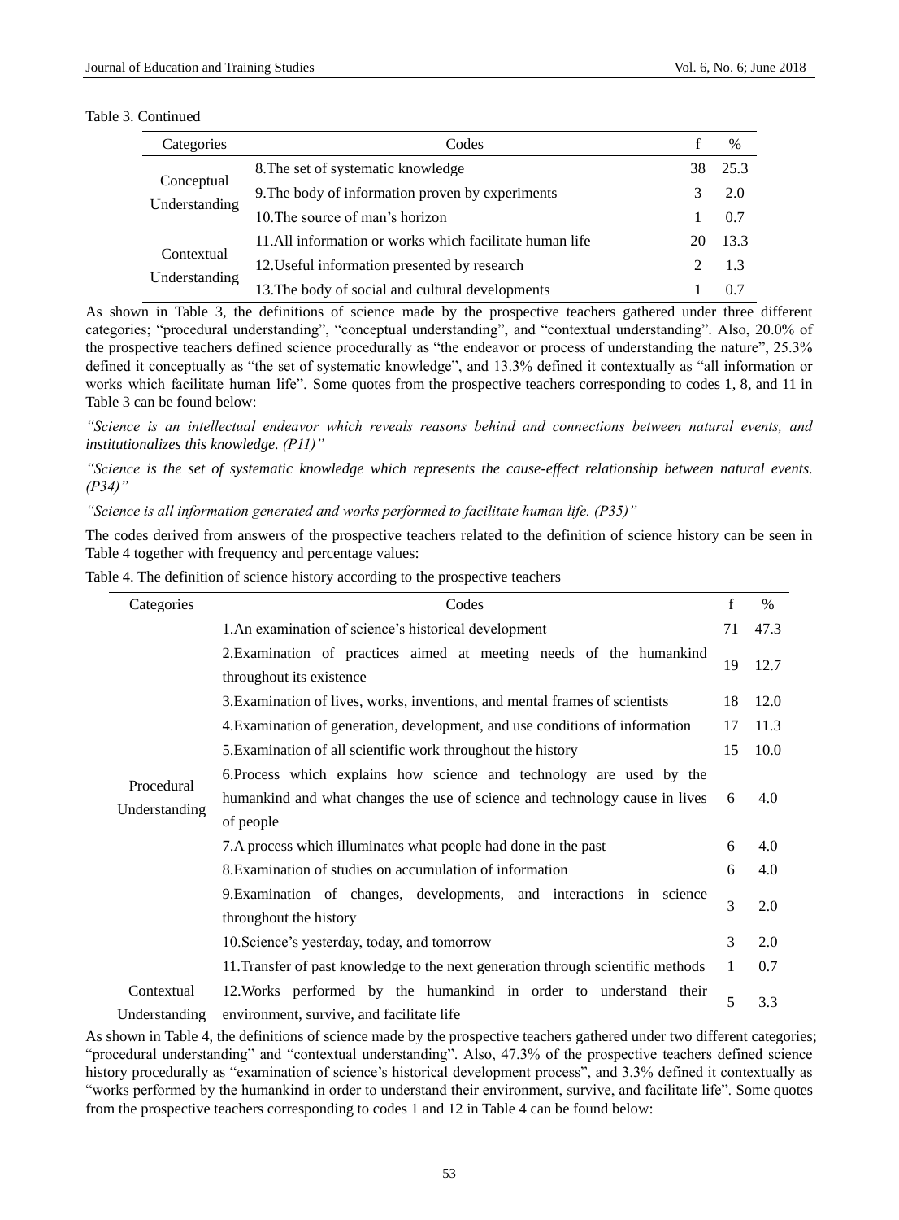Table 3. Continued

| Categories | Codes | f | % |
|---|---|---|---|
| Conceptual Understanding | 8.The set of systematic knowledge | 38 | 25.3 |
| | 9.The body of information proven by experiments | 3 | 2.0 |
| | 10.The source of man's horizon | 1 | 0.7 |
| Contextual Understanding | 11.All information or works which facilitate human life | 20 | 13.3 |
| | 12.Useful information presented by research | 2 | 1.3 |
| | 13.The body of social and cultural developments | 1 | 0.7 |

As shown in Table 3, the definitions of science made by the prospective teachers gathered under three different categories; "procedural understanding", "conceptual understanding", and "contextual understanding". Also, 20.0% of the prospective teachers defined science procedurally as "the endeavor or process of understanding the nature", 25.3% defined it conceptually as "the set of systematic knowledge", and 13.3% defined it contextually as "all information or works which facilitate human life". Some quotes from the prospective teachers corresponding to codes 1, 8, and 11 in Table 3 can be found below:

*"Science is an intellectual endeavor which reveals reasons behind and connections between natural events, and institutionalizes this knowledge. (P11)"*

*"Science is the set of systematic knowledge which represents the cause-effect relationship between natural events. (P34)"*

*"Science is all information generated and works performed to facilitate human life. (P35)"*

The codes derived from answers of the prospective teachers related to the definition of science history can be seen in Table 4 together with frequency and percentage values:

Table 4. The definition of science history according to the prospective teachers

| Categories | Codes | f | % |
|---|---|---|---|
| Procedural Understanding | 1.An examination of science's historical development | 71 | 47.3 |
| | 2.Examination of practices aimed at meeting needs of the humankind throughout its existence | 19 | 12.7 |
| | 3.Examination of lives, works, inventions, and mental frames of scientists | 18 | 12.0 |
| | 4.Examination of generation, development, and use conditions of information | 17 | 11.3 |
| | 5.Examination of all scientific work throughout the history | 15 | 10.0 |
| | 6.Process which explains how science and technology are used by the humankind and what changes the use of science and technology cause in lives of people | 6 | 4.0 |
| | 7.A process which illuminates what people had done in the past | 6 | 4.0 |
| | 8.Examination of studies on accumulation of information | 6 | 4.0 |
| | 9.Examination of changes, developments, and interactions in science throughout the history | 3 | 2.0 |
| | 10.Science's yesterday, today, and tomorrow | 3 | 2.0 |
| | 11.Transfer of past knowledge to the next generation through scientific methods | 1 | 0.7 |
| Contextual Understanding | 12.Works performed by the humankind in order to understand their environment, survive, and facilitate life | 5 | 3.3 |

As shown in Table 4, the definitions of science made by the prospective teachers gathered under two different categories; "procedural understanding" and "contextual understanding". Also, 47.3% of the prospective teachers defined science history procedurally as "examination of science's historical development process", and 3.3% defined it contextually as "works performed by the humankind in order to understand their environment, survive, and facilitate life". Some quotes from the prospective teachers corresponding to codes 1 and 12 in Table 4 can be found below: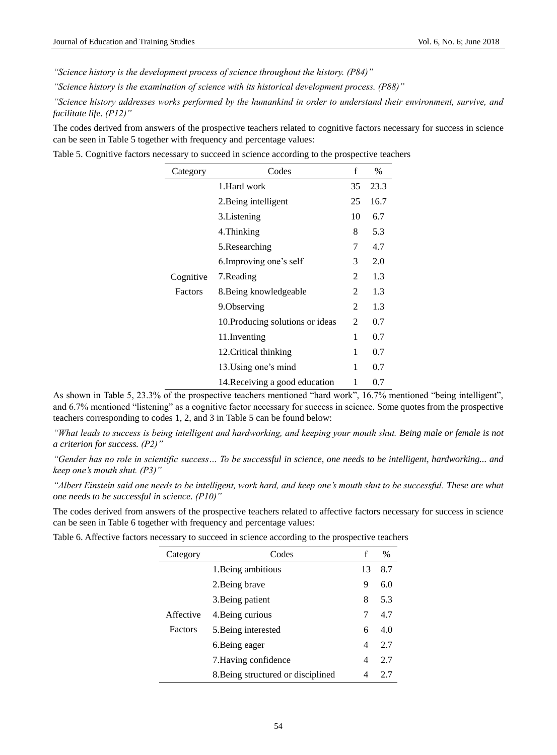*"Science history is the development process of science throughout the history. (P84)"*

*"Science history is the examination of science with its historical development process. (P88)"*

*"Science history addresses works performed by the humankind in order to understand their environment, survive, and facilitate life. (P12)"*

The codes derived from answers of the prospective teachers related to cognitive factors necessary for success in science can be seen in Table 5 together with frequency and percentage values:

Table 5. Cognitive factors necessary to succeed in science according to the prospective teachers

| Category | Codes | f | % |
|---|---|---|---|
| Cognitive Factors | 1.Hard work | 35 | 23.3 |
| | 2.Being intelligent | 25 | 16.7 |
| | 3.Listening | 10 | 6.7 |
| | 4.Thinking | 8 | 5.3 |
| | 5.Researching | 7 | 4.7 |
| | 6.Improving one's self | 3 | 2.0 |
| | 7.Reading | 2 | 1.3 |
| | 8.Being knowledgeable | 2 | 1.3 |
| | 9.Observing | 2 | 1.3 |
| | 10.Producing solutions or ideas | 2 | 0.7 |
| | 11.Inventing | 1 | 0.7 |
| | 12.Critical thinking | 1 | 0.7 |
| | 13.Using one's mind | 1 | 0.7 |
| | 14.Receiving a good education | 1 | 0.7 |

As shown in Table 5, 23.3% of the prospective teachers mentioned "hard work", 16.7% mentioned "being intelligent", and 6.7% mentioned "listening" as a cognitive factor necessary for success in science. Some quotes from the prospective teachers corresponding to codes 1, 2, and 3 in Table 5 can be found below:

*"What leads to success is being intelligent and hardworking, and keeping your mouth shut. Being male or female is not a criterion for success. (P2)"*

*"Gender has no role in scientific success… To be successful in science, one needs to be intelligent, hardworking... and keep one's mouth shut. (P3)"*

*"Albert Einstein said one needs to be intelligent, work hard, and keep one's mouth shut to be successful. These are what one needs to be successful in science. (P10)"*

The codes derived from answers of the prospective teachers related to affective factors necessary for success in science can be seen in Table 6 together with frequency and percentage values:

Table 6. Affective factors necessary to succeed in science according to the prospective teachers

| Category | Codes | f | % |
|---|---|---|---|
| Affective Factors | 1.Being ambitious | 13 | 8.7 |
| | 2.Being brave | 9 | 6.0 |
| | 3.Being patient | 8 | 5.3 |
| | 4.Being curious | 7 | 4.7 |
| | 5.Being interested | 6 | 4.0 |
| | 6.Being eager | 4 | 2.7 |
| | 7.Having confidence | 4 | 2.7 |
| | 8.Being structured or disciplined | 4 | 2.7 |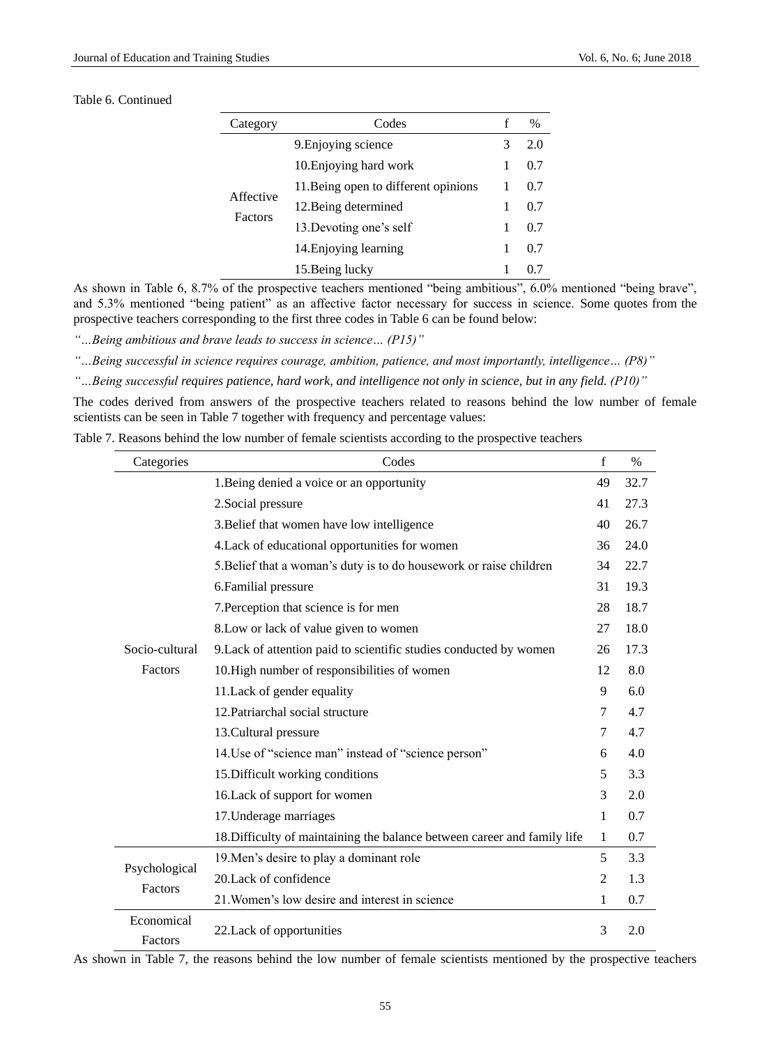Table 6. Continued

| Category | Codes | f | % |
|---|---|---|---|
| Affective Factors | 9.Enjoying science | 3 | 2.0 |
| | 10.Enjoying hard work | 1 | 0.7 |
| | 11.Being open to different opinions | 1 | 0.7 |
| | 12.Being determined | 1 | 0.7 |
| | 13.Devoting one's self | 1 | 0.7 |
| | 14.Enjoying learning | 1 | 0.7 |
| | 15.Being lucky | 1 | 0.7 |

As shown in Table 6, 8.7% of the prospective teachers mentioned "being ambitious", 6.0% mentioned "being brave", and 5.3% mentioned "being patient" as an affective factor necessary for success in science. Some quotes from the prospective teachers corresponding to the first three codes in Table 6 can be found below:

*"…Being ambitious and brave leads to success in science… (P15)"*

*"…Being successful in science requires courage, ambition, patience, and most importantly, intelligence… (P8)"*

*"…Being successful requires patience, hard work, and intelligence not only in science, but in any field. (P10)"*

The codes derived from answers of the prospective teachers related to reasons behind the low number of female scientists can be seen in Table 7 together with frequency and percentage values:

Table 7. Reasons behind the low number of female scientists according to the prospective teachers

| Categories | Codes | f | % |
|---|---|---|---|
| Socio-cultural Factors | 1.Being denied a voice or an opportunity | 49 | 32.7 |
| | 2.Social pressure | 41 | 27.3 |
| | 3.Belief that women have low intelligence | 40 | 26.7 |
| | 4.Lack of educational opportunities for women | 36 | 24.0 |
| | 5.Belief that a woman's duty is to do housework or raise children | 34 | 22.7 |
| | 6.Familial pressure | 31 | 19.3 |
| | 7.Perception that science is for men | 28 | 18.7 |
| | 8.Low or lack of value given to women | 27 | 18.0 |
| | 9.Lack of attention paid to scientific studies conducted by women | 26 | 17.3 |
| | 10.High number of responsibilities of women | 12 | 8.0 |
| | 11.Lack of gender equality | 9 | 6.0 |
| | 12.Patriarchal social structure | 7 | 4.7 |
| | 13.Cultural pressure | 7 | 4.7 |
| | 14.Use of "science man" instead of "science person" | 6 | 4.0 |
| | 15.Difficult working conditions | 5 | 3.3 |
| | 16.Lack of support for women | 3 | 2.0 |
| | 17.Underage marriages | 1 | 0.7 |
| | 18.Difficulty of maintaining the balance between career and family life | 1 | 0.7 |
| Psychological Factors | 19.Men's desire to play a dominant role | 5 | 3.3 |
| | 20.Lack of confidence | 2 | 1.3 |
| | 21.Women's low desire and interest in science | 1 | 0.7 |
| Economical Factors | 22.Lack of opportunities | 3 | 2.0 |

As shown in Table 7, the reasons behind the low number of female scientists mentioned by the prospective teachers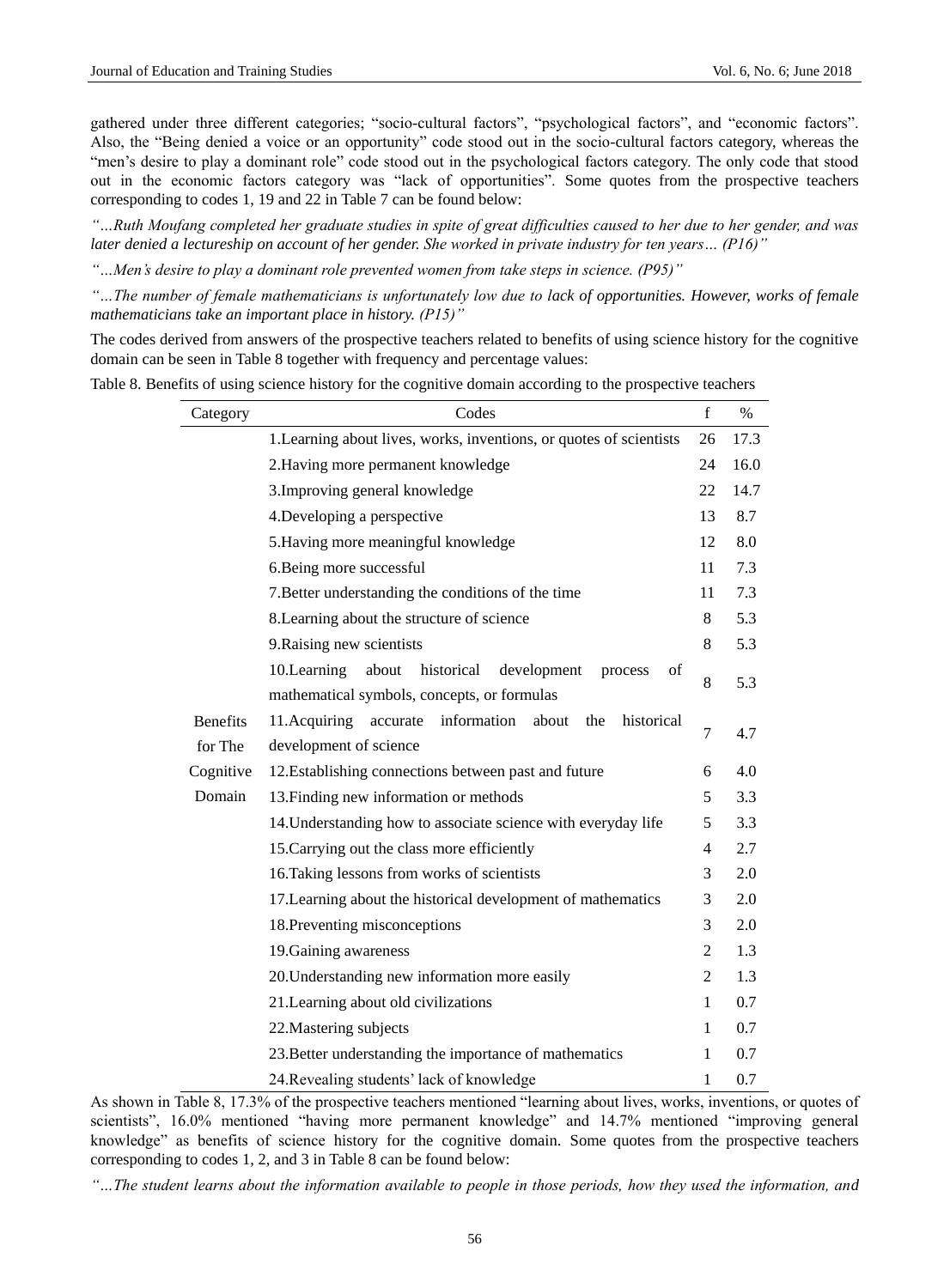gathered under three different categories; "socio-cultural factors", "psychological factors", and "economic factors". Also, the "Being denied a voice or an opportunity" code stood out in the socio-cultural factors category, whereas the "men's desire to play a dominant role" code stood out in the psychological factors category. The only code that stood out in the economic factors category was "lack of opportunities". Some quotes from the prospective teachers corresponding to codes 1, 19 and 22 in Table 7 can be found below:

*"…Ruth Moufang completed her graduate studies in spite of great difficulties caused to her due to her gender, and was later denied a lectureship on account of her gender. She worked in private industry for ten years… (P16)"*

*"…Men's desire to play a dominant role prevented women from take steps in science. (P95)"*

*"…The number of female mathematicians is unfortunately low due to lack of opportunities. However, works of female mathematicians take an important place in history. (P15)"*

The codes derived from answers of the prospective teachers related to benefits of using science history for the cognitive domain can be seen in Table 8 together with frequency and percentage values:

Table 8. Benefits of using science history for the cognitive domain according to the prospective teachers

| Category | Codes | f | % |
|---|---|---|---|
| Benefits for The Cognitive Domain | 1.Learning about lives, works, inventions, or quotes of scientists | 26 | 17.3 |
| | 2.Having more permanent knowledge | 24 | 16.0 |
| | 3.Improving general knowledge | 22 | 14.7 |
| | 4.Developing a perspective | 13 | 8.7 |
| | 5.Having more meaningful knowledge | 12 | 8.0 |
| | 6.Being more successful | 11 | 7.3 |
| | 7.Better understanding the conditions of the time | 11 | 7.3 |
| | 8.Learning about the structure of science | 8 | 5.3 |
| | 9.Raising new scientists | 8 | 5.3 |
| | 10.Learning about historical development process of mathematical symbols, concepts, or formulas | 8 | 5.3 |
| | 11.Acquiring accurate information about the historical development of science | 7 | 4.7 |
| | 12.Establishing connections between past and future | 6 | 4.0 |
| | 13.Finding new information or methods | 5 | 3.3 |
| | 14.Understanding how to associate science with everyday life | 5 | 3.3 |
| | 15.Carrying out the class more efficiently | 4 | 2.7 |
| | 16.Taking lessons from works of scientists | 3 | 2.0 |
| | 17.Learning about the historical development of mathematics | 3 | 2.0 |
| | 18.Preventing misconceptions | 3 | 2.0 |
| | 19.Gaining awareness | 2 | 1.3 |
| | 20.Understanding new information more easily | 2 | 1.3 |
| | 21.Learning about old civilizations | 1 | 0.7 |
| | 22.Mastering subjects | 1 | 0.7 |
| | 23.Better understanding the importance of mathematics | 1 | 0.7 |
| | 24.Revealing students' lack of knowledge | 1 | 0.7 |

As shown in Table 8, 17.3% of the prospective teachers mentioned "learning about lives, works, inventions, or quotes of scientists", 16.0% mentioned "having more permanent knowledge" and 14.7% mentioned "improving general knowledge" as benefits of science history for the cognitive domain. Some quotes from the prospective teachers corresponding to codes 1, 2, and 3 in Table 8 can be found below:

*"…The student learns about the information available to people in those periods, how they used the information, and*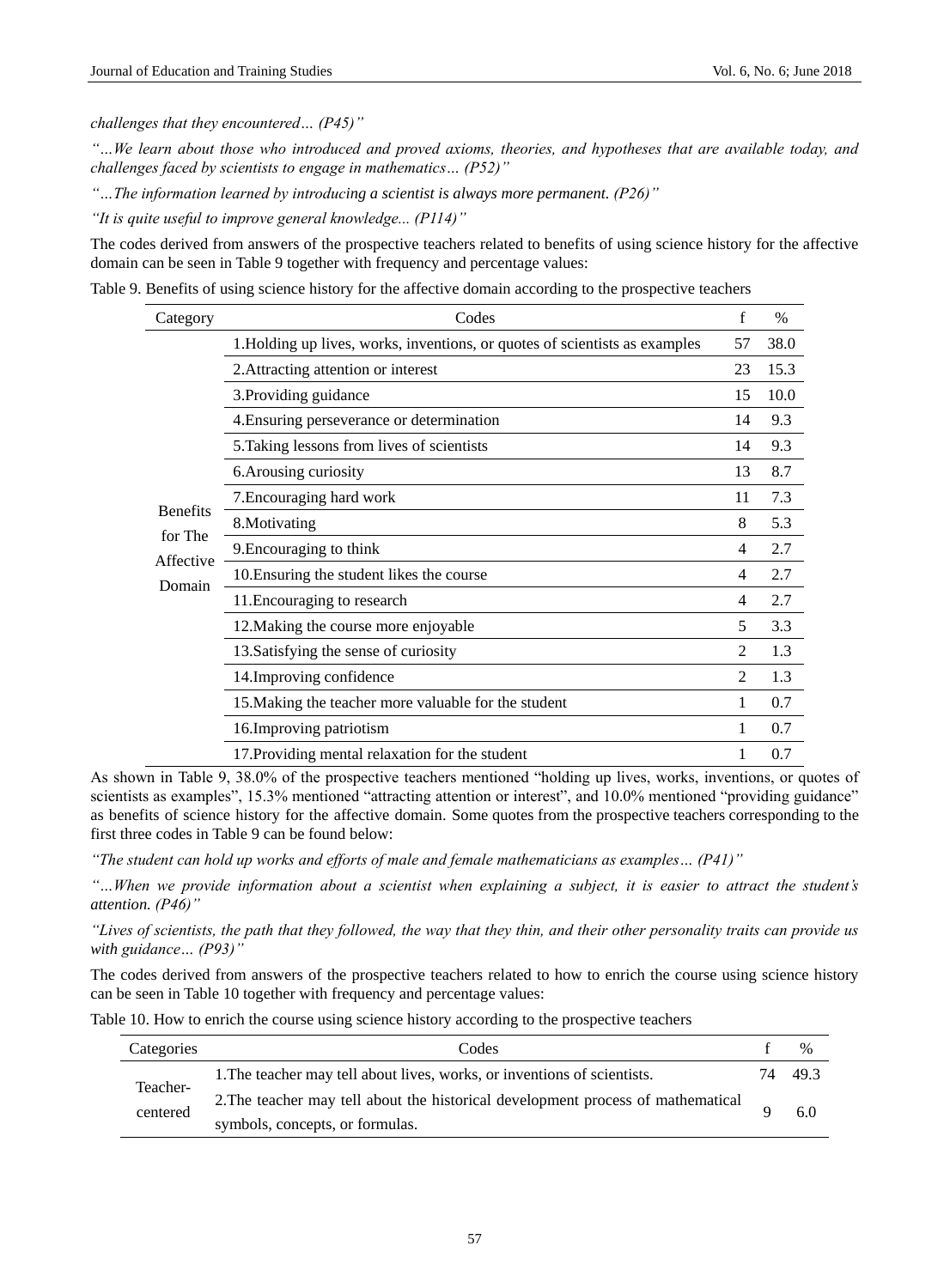*challenges that they encountered… (P45)"*

*"…We learn about those who introduced and proved axioms, theories, and hypotheses that are available today, and challenges faced by scientists to engage in mathematics… (P52)"*

*"…The information learned by introducing a scientist is always more permanent. (P26)"*

*"It is quite useful to improve general knowledge... (P114)"*

The codes derived from answers of the prospective teachers related to benefits of using science history for the affective domain can be seen in Table 9 together with frequency and percentage values:

Table 9. Benefits of using science history for the affective domain according to the prospective teachers

| Category | Codes | f | % |
|---|---|---|---|
| Benefits for The Affective Domain | 1.Holding up lives, works, inventions, or quotes of scientists as examples | 57 | 38.0 |
| | 2.Attracting attention or interest | 23 | 15.3 |
| | 3.Providing guidance | 15 | 10.0 |
| | 4.Ensuring perseverance or determination | 14 | 9.3 |
| | 5.Taking lessons from lives of scientists | 14 | 9.3 |
| | 6.Arousing curiosity | 13 | 8.7 |
| | 7.Encouraging hard work | 11 | 7.3 |
| | 8.Motivating | 8 | 5.3 |
| | 9.Encouraging to think | 4 | 2.7 |
| | 10.Ensuring the student likes the course | 4 | 2.7 |
| | 11.Encouraging to research | 4 | 2.7 |
| | 12.Making the course more enjoyable | 5 | 3.3 |
| | 13.Satisfying the sense of curiosity | 2 | 1.3 |
| | 14.Improving confidence | 2 | 1.3 |
| | 15.Making the teacher more valuable for the student | 1 | 0.7 |
| | 16.Improving patriotism | 1 | 0.7 |
| | 17.Providing mental relaxation for the student | 1 | 0.7 |

As shown in Table 9, 38.0% of the prospective teachers mentioned "holding up lives, works, inventions, or quotes of scientists as examples", 15.3% mentioned "attracting attention or interest", and 10.0% mentioned "providing guidance" as benefits of science history for the affective domain. Some quotes from the prospective teachers corresponding to the first three codes in Table 9 can be found below:

*"The student can hold up works and efforts of male and female mathematicians as examples… (P41)"*

*"…When we provide information about a scientist when explaining a subject, it is easier to attract the student's attention. (P46)"*

*"Lives of scientists, the path that they followed, the way that they thin, and their other personality traits can provide us with guidance… (P93)"*

The codes derived from answers of the prospective teachers related to how to enrich the course using science history can be seen in Table 10 together with frequency and percentage values:

Table 10. How to enrich the course using science history according to the prospective teachers

| Categories | Codes | f | % |
|---|---|---|---|
| Teacher-centered | 1.The teacher may tell about lives, works, or inventions of scientists. | 74 | 49.3 |
| | 2.The teacher may tell about the historical development process of mathematical symbols, concepts, or formulas. | 9 | 6.0 |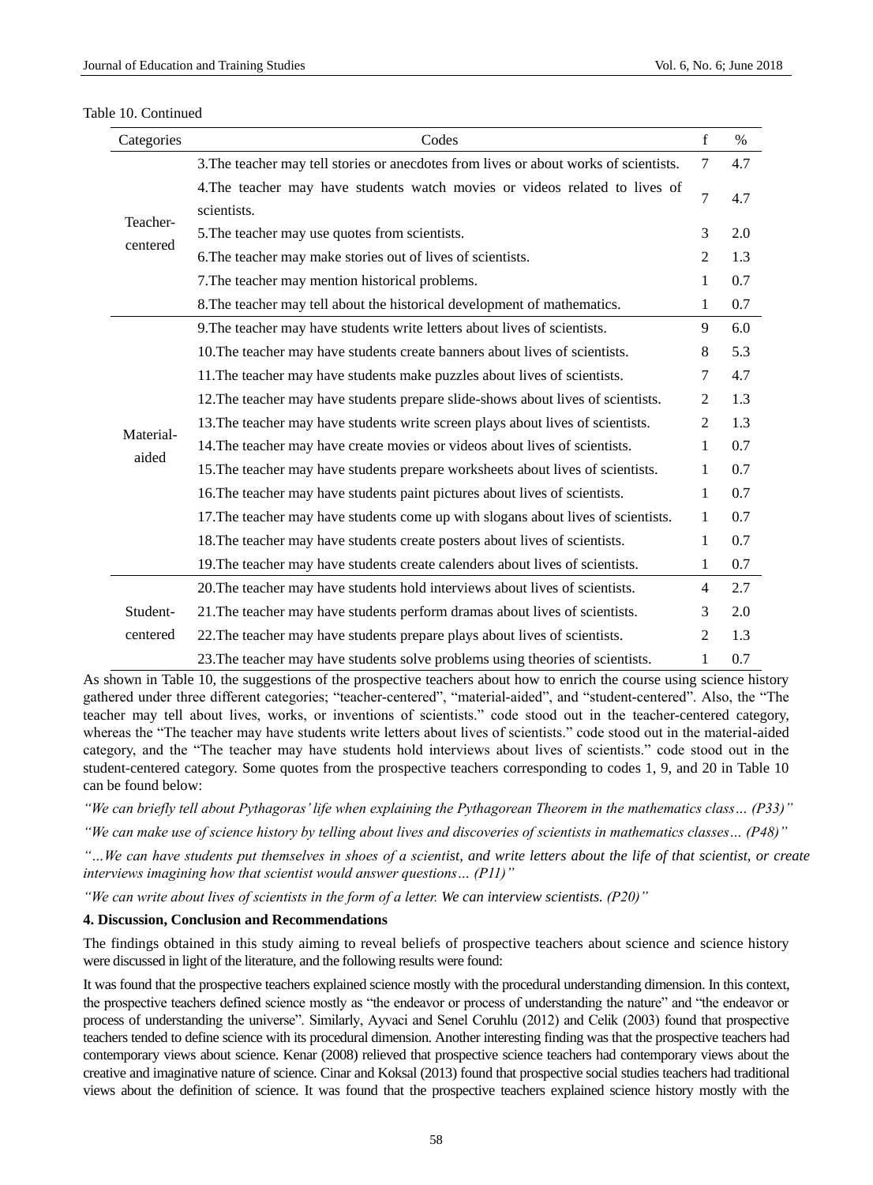Table 10. Continued

| Categories | Codes | f | % |
|---|---|---|---|
| Teacher-centered | 3.The teacher may tell stories or anecdotes from lives or about works of scientists. | 7 | 4.7 |
| | 4.The teacher may have students watch movies or videos related to lives of scientists. | 7 | 4.7 |
| | 5.The teacher may use quotes from scientists. | 3 | 2.0 |
| | 6.The teacher may make stories out of lives of scientists. | 2 | 1.3 |
| | 7.The teacher may mention historical problems. | 1 | 0.7 |
| | 8.The teacher may tell about the historical development of mathematics. | 1 | 0.7 |
| Material-aided | 9.The teacher may have students write letters about lives of scientists. | 9 | 6.0 |
| | 10.The teacher may have students create banners about lives of scientists. | 8 | 5.3 |
| | 11.The teacher may have students make puzzles about lives of scientists. | 7 | 4.7 |
| | 12.The teacher may have students prepare slide-shows about lives of scientists. | 2 | 1.3 |
| | 13.The teacher may have students write screen plays about lives of scientists. | 2 | 1.3 |
| | 14.The teacher may have create movies or videos about lives of scientists. | 1 | 0.7 |
| | 15.The teacher may have students prepare worksheets about lives of scientists. | 1 | 0.7 |
| | 16.The teacher may have students paint pictures about lives of scientists. | 1 | 0.7 |
| | 17.The teacher may have students come up with slogans about lives of scientists. | 1 | 0.7 |
| | 18.The teacher may have students create posters about lives of scientists. | 1 | 0.7 |
| | 19.The teacher may have students create calenders about lives of scientists. | 1 | 0.7 |
| Student-centered | 20.The teacher may have students hold interviews about lives of scientists. | 4 | 2.7 |
| | 21.The teacher may have students perform dramas about lives of scientists. | 3 | 2.0 |
| | 22.The teacher may have students prepare plays about lives of scientists. | 2 | 1.3 |
| | 23.The teacher may have students solve problems using theories of scientists. | 1 | 0.7 |

As shown in Table 10, the suggestions of the prospective teachers about how to enrich the course using science history gathered under three different categories; "teacher-centered", "material-aided", and "student-centered". Also, the "The teacher may tell about lives, works, or inventions of scientists." code stood out in the teacher-centered category, whereas the "The teacher may have students write letters about lives of scientists." code stood out in the material-aided category, and the "The teacher may have students hold interviews about lives of scientists." code stood out in the student-centered category. Some quotes from the prospective teachers corresponding to codes 1, 9, and 20 in Table 10 can be found below:

*"We can briefly tell about Pythagoras' life when explaining the Pythagorean Theorem in the mathematics class… (P33)"*

*"We can make use of science history by telling about lives and discoveries of scientists in mathematics classes… (P48)"*

*"…We can have students put themselves in shoes of a scientist, and write letters about the life of that scientist, or create interviews imagining how that scientist would answer questions… (P11)"*

*"We can write about lives of scientists in the form of a letter. We can interview scientists. (P20)"*

## 4. Discussion, Conclusion and Recommendations

The findings obtained in this study aiming to reveal beliefs of prospective teachers about science and science history were discussed in light of the literature, and the following results were found:

It was found that the prospective teachers explained science mostly with the procedural understanding dimension. In this context, the prospective teachers defined science mostly as "the endeavor or process of understanding the nature" and "the endeavor or process of understanding the universe". Similarly, Ayvaci and Senel Coruhlu (2012) and Celik (2003) found that prospective teachers tended to define science with its procedural dimension. Another interesting finding was that the prospective teachers had contemporary views about science. Kenar (2008) relieved that prospective science teachers had contemporary views about the creative and imaginative nature of science. Cinar and Koksal (2013) found that prospective social studies teachers had traditional views about the definition of science. It was found that the prospective teachers explained science history mostly with the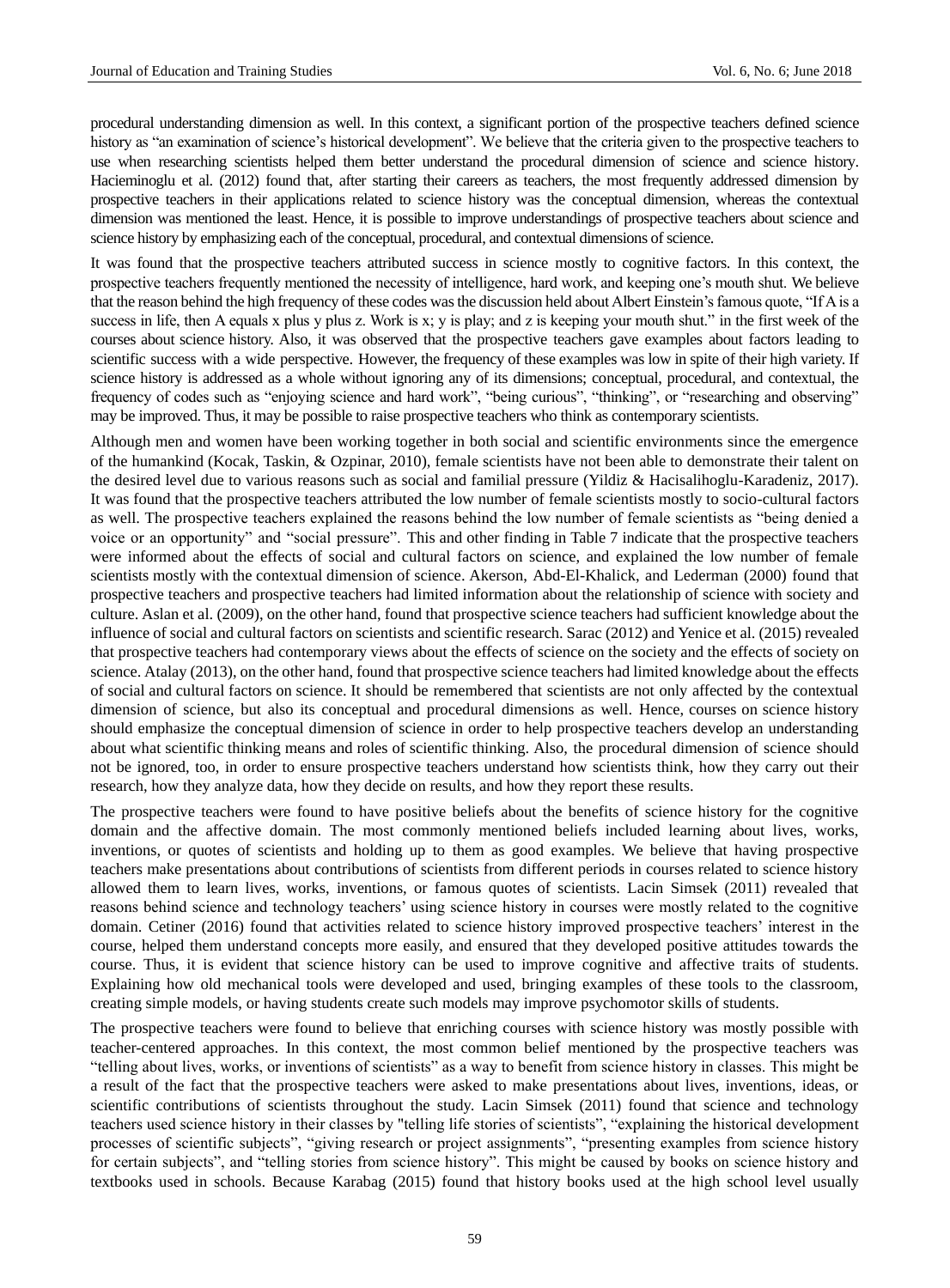procedural understanding dimension as well. In this context, a significant portion of the prospective teachers defined science history as "an examination of science's historical development". We believe that the criteria given to the prospective teachers to use when researching scientists helped them better understand the procedural dimension of science and science history. Hacieminoglu et al. (2012) found that, after starting their careers as teachers, the most frequently addressed dimension by prospective teachers in their applications related to science history was the conceptual dimension, whereas the contextual dimension was mentioned the least. Hence, it is possible to improve understandings of prospective teachers about science and science history by emphasizing each of the conceptual, procedural, and contextual dimensions of science.

It was found that the prospective teachers attributed success in science mostly to cognitive factors. In this context, the prospective teachers frequently mentioned the necessity of intelligence, hard work, and keeping one's mouth shut. We believe that the reason behind the high frequency of these codes was the discussion held about Albert Einstein's famous quote, "If A is a success in life, then A equals x plus y plus z. Work is x; y is play; and z is keeping your mouth shut." in the first week of the courses about science history. Also, it was observed that the prospective teachers gave examples about factors leading to scientific success with a wide perspective. However, the frequency of these examples was low in spite of their high variety. If science history is addressed as a whole without ignoring any of its dimensions; conceptual, procedural, and contextual, the frequency of codes such as "enjoying science and hard work", "being curious", "thinking", or "researching and observing" may be improved. Thus, it may be possible to raise prospective teachers who think as contemporary scientists.

Although men and women have been working together in both social and scientific environments since the emergence of the humankind (Kocak, Taskin, & Ozpinar, 2010), female scientists have not been able to demonstrate their talent on the desired level due to various reasons such as social and familial pressure (Yildiz & Hacisalihoglu-Karadeniz, 2017). It was found that the prospective teachers attributed the low number of female scientists mostly to socio-cultural factors as well. The prospective teachers explained the reasons behind the low number of female scientists as "being denied a voice or an opportunity" and "social pressure". This and other finding in Table 7 indicate that the prospective teachers were informed about the effects of social and cultural factors on science, and explained the low number of female scientists mostly with the contextual dimension of science. Akerson, Abd-El-Khalick, and Lederman (2000) found that prospective teachers and prospective teachers had limited information about the relationship of science with society and culture. Aslan et al. (2009), on the other hand, found that prospective science teachers had sufficient knowledge about the influence of social and cultural factors on scientists and scientific research. Sarac (2012) and Yenice et al. (2015) revealed that prospective teachers had contemporary views about the effects of science on the society and the effects of society on science. Atalay (2013), on the other hand, found that prospective science teachers had limited knowledge about the effects of social and cultural factors on science. It should be remembered that scientists are not only affected by the contextual dimension of science, but also its conceptual and procedural dimensions as well. Hence, courses on science history should emphasize the conceptual dimension of science in order to help prospective teachers develop an understanding about what scientific thinking means and roles of scientific thinking. Also, the procedural dimension of science should not be ignored, too, in order to ensure prospective teachers understand how scientists think, how they carry out their research, how they analyze data, how they decide on results, and how they report these results.

The prospective teachers were found to have positive beliefs about the benefits of science history for the cognitive domain and the affective domain. The most commonly mentioned beliefs included learning about lives, works, inventions, or quotes of scientists and holding up to them as good examples. We believe that having prospective teachers make presentations about contributions of scientists from different periods in courses related to science history allowed them to learn lives, works, inventions, or famous quotes of scientists. Lacin Simsek (2011) revealed that reasons behind science and technology teachers' using science history in courses were mostly related to the cognitive domain. Cetiner (2016) found that activities related to science history improved prospective teachers' interest in the course, helped them understand concepts more easily, and ensured that they developed positive attitudes towards the course. Thus, it is evident that science history can be used to improve cognitive and affective traits of students. Explaining how old mechanical tools were developed and used, bringing examples of these tools to the classroom, creating simple models, or having students create such models may improve psychomotor skills of students.

The prospective teachers were found to believe that enriching courses with science history was mostly possible with teacher-centered approaches. In this context, the most common belief mentioned by the prospective teachers was "telling about lives, works, or inventions of scientists" as a way to benefit from science history in classes. This might be a result of the fact that the prospective teachers were asked to make presentations about lives, inventions, ideas, or scientific contributions of scientists throughout the study. Lacin Simsek (2011) found that science and technology teachers used science history in their classes by "telling life stories of scientists", "explaining the historical development processes of scientific subjects", "giving research or project assignments", "presenting examples from science history for certain subjects", and "telling stories from science history". This might be caused by books on science history and textbooks used in schools. Because Karabag (2015) found that history books used at the high school level usually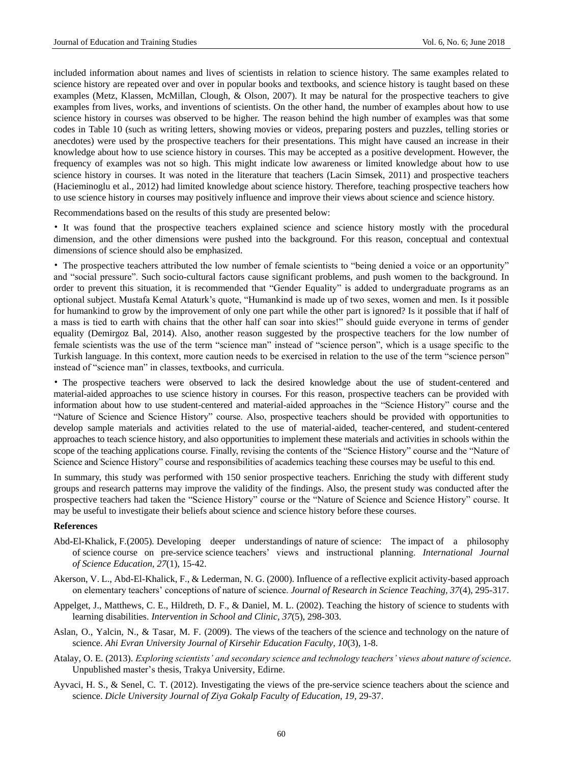included information about names and lives of scientists in relation to science history. The same examples related to science history are repeated over and over in popular books and textbooks, and science history is taught based on these examples (Metz, Klassen, McMillan, Clough, & Olson, 2007). It may be natural for the prospective teachers to give examples from lives, works, and inventions of scientists. On the other hand, the number of examples about how to use science history in courses was observed to be higher. The reason behind the high number of examples was that some codes in Table 10 (such as writing letters, showing movies or videos, preparing posters and puzzles, telling stories or anecdotes) were used by the prospective teachers for their presentations. This might have caused an increase in their knowledge about how to use science history in courses. This may be accepted as a positive development. However, the frequency of examples was not so high. This might indicate low awareness or limited knowledge about how to use science history in courses. It was noted in the literature that teachers (Lacin Simsek, 2011) and prospective teachers (Hacieminoglu et al., 2012) had limited knowledge about science history. Therefore, teaching prospective teachers how to use science history in courses may positively influence and improve their views about science and science history.

Recommendations based on the results of this study are presented below:

• It was found that the prospective teachers explained science and science history mostly with the procedural dimension, and the other dimensions were pushed into the background. For this reason, conceptual and contextual dimensions of science should also be emphasized.

• The prospective teachers attributed the low number of female scientists to "being denied a voice or an opportunity" and "social pressure". Such socio-cultural factors cause significant problems, and push women to the background. In order to prevent this situation, it is recommended that "Gender Equality" is added to undergraduate programs as an optional subject. Mustafa Kemal Ataturk's quote, "Humankind is made up of two sexes, women and men. Is it possible for humankind to grow by the improvement of only one part while the other part is ignored? Is it possible that if half of a mass is tied to earth with chains that the other half can soar into skies!" should guide everyone in terms of gender equality (Demirgoz Bal, 2014). Also, another reason suggested by the prospective teachers for the low number of female scientists was the use of the term "science man" instead of "science person", which is a usage specific to the Turkish language. In this context, more caution needs to be exercised in relation to the use of the term "science person" instead of "science man" in classes, textbooks, and curricula.

• The prospective teachers were observed to lack the desired knowledge about the use of student-centered and material-aided approaches to use science history in courses. For this reason, prospective teachers can be provided with information about how to use student-centered and material-aided approaches in the "Science History" course and the "Nature of Science and Science History" course. Also, prospective teachers should be provided with opportunities to develop sample materials and activities related to the use of material-aided, teacher-centered, and student-centered approaches to teach science history, and also opportunities to implement these materials and activities in schools within the scope of the teaching applications course. Finally, revising the contents of the "Science History" course and the "Nature of Science and Science History" course and responsibilities of academics teaching these courses may be useful to this end.

In summary, this study was performed with 150 senior prospective teachers. Enriching the study with different study groups and research patterns may improve the validity of the findings. Also, the present study was conducted after the prospective teachers had taken the "Science History" course or the "Nature of Science and Science History" course. It may be useful to investigate their beliefs about science and science history before these courses.

## References

Abd-El-Khalick, F.(2005). Developing deeper understandings of nature of science: The impact of a philosophy of science course on pre-service science teachers' views and instructional planning. *International Journal of Science Education, 27*(1), 15-42.

Akerson, V. L., Abd-El-Khalick, F., & Lederman, N. G. (2000). Influence of a reflective explicit activity-based approach on elementary teachers' conceptions of nature of science. *Journal of Research in Science Teaching, 37*(4), 295-317.

Appelget, J., Matthews, C. E., Hildreth, D. F., & Daniel, M. L. (2002). Teaching the history of science to students with learning disabilities. *Intervention in School and Clinic, 37*(5), 298-303.

Aslan, O., Yalcin, N., & Tasar, M. F. (2009). The views of the teachers of the science and technology on the nature of science. *Ahi Evran University Journal of Kirsehir Education Faculty, 10*(3), 1-8.

Atalay, O. E. (2013). *Exploring scientists' and secondary science and technology teachers' views about nature of science.* Unpublished master's thesis, Trakya University, Edirne.

Ayvaci, H. S., & Senel, C. T. (2012). Investigating the views of the pre-service science teachers about the science and science. *Dicle University Journal of Ziya Gokalp Faculty of Education, 19*, 29-37.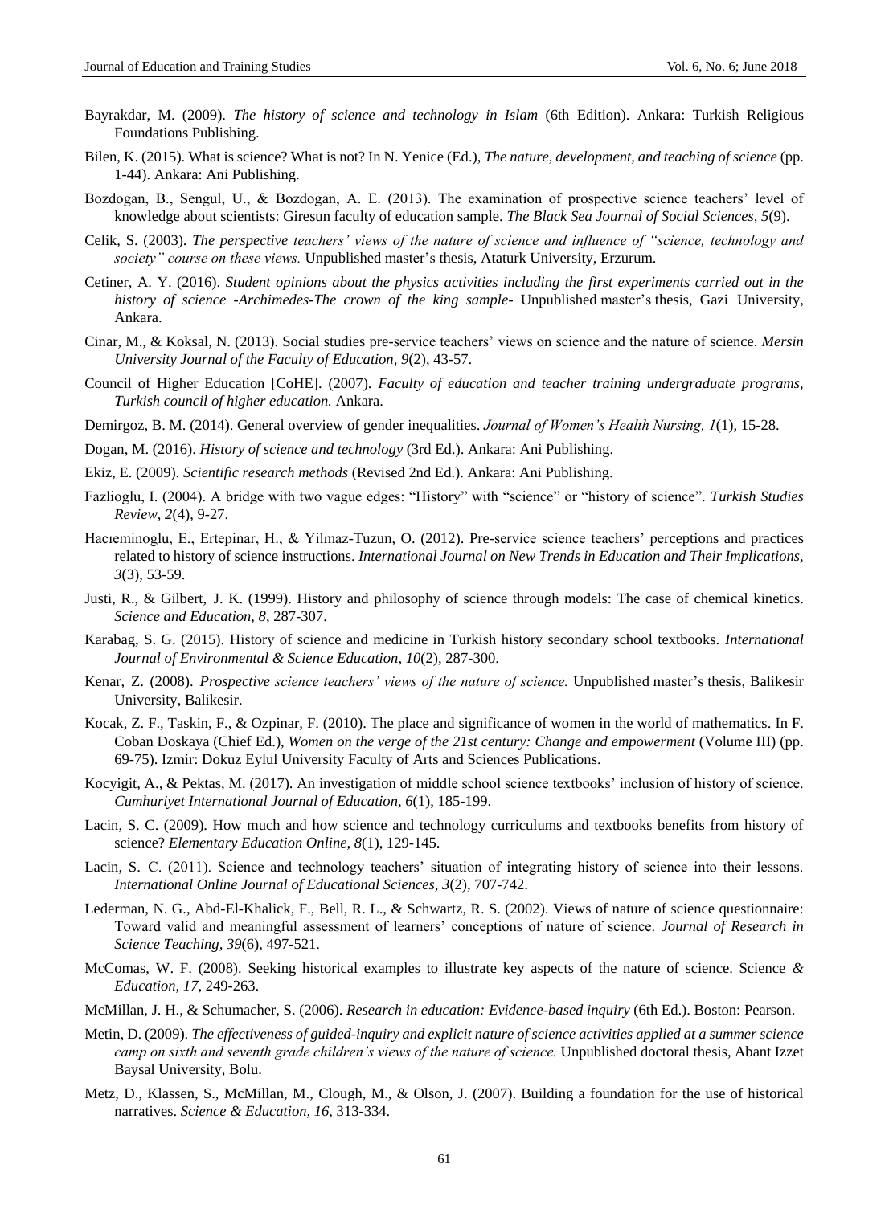Bayrakdar, M. (2009). *The history of science and technology in Islam* (6th Edition). Ankara: Turkish Religious Foundations Publishing.

Bilen, K. (2015). What is science? What is not? In N. Yenice (Ed.), *The nature, development, and teaching of science* (pp. 1-44). Ankara: Ani Publishing.

Bozdogan, B., Sengul, U., & Bozdogan, A. E. (2013). The examination of prospective science teachers' level of knowledge about scientists: Giresun faculty of education sample. *The Black Sea Journal of Social Sciences, 5*(9).

Celik, S. (2003). *The perspective teachers' views of the nature of science and influence of "science, technology and society" course on these views.* Unpublished master's thesis, Ataturk University, Erzurum.

Cetiner, A. Y. (2016). *Student opinions about the physics activities including the first experiments carried out in the history of science -Archimedes-The crown of the king sample-* Unpublished master's thesis, Gazi University, Ankara.

Cinar, M., & Koksal, N. (2013). Social studies pre-service teachers' views on science and the nature of science. *Mersin University Journal of the Faculty of Education, 9*(2), 43-57.

Council of Higher Education [CoHE]. (2007). *Faculty of education and teacher training undergraduate programs, Turkish council of higher education.* Ankara.

Demirgoz, B. M. (2014). General overview of gender inequalities. *Journal of Women's Health Nursing, 1*(1), 15-28.

Dogan, M. (2016). *History of science and technology* (3rd Ed.). Ankara: Ani Publishing.

Ekiz, E. (2009). *Scientific research methods* (Revised 2nd Ed.). Ankara: Ani Publishing.

Fazlioglu, I. (2004). A bridge with two vague edges: "History" with "science" or "history of science". *Turkish Studies Review, 2*(4), 9-27.

Hacıeminoglu, E., Ertepinar, H., & Yilmaz-Tuzun, O. (2012). Pre-service science teachers' perceptions and practices related to history of science instructions. *International Journal on New Trends in Education and Their Implications, 3*(3), 53-59.

Justi, R., & Gilbert, J. K. (1999). History and philosophy of science through models: The case of chemical kinetics. *Science and Education, 8*, 287-307.

Karabag, S. G. (2015). History of science and medicine in Turkish history secondary school textbooks. *International Journal of Environmental & Science Education, 10*(2), 287-300.

Kenar, Z. (2008). *Prospective science teachers' views of the nature of science.* Unpublished master's thesis, Balikesir University, Balikesir.

Kocak, Z. F., Taskin, F., & Ozpinar, F. (2010). The place and significance of women in the world of mathematics. In F. Coban Doskaya (Chief Ed.), *Women on the verge of the 21st century: Change and empowerment* (Volume III) (pp. 69-75). Izmir: Dokuz Eylul University Faculty of Arts and Sciences Publications.

Kocyigit, A., & Pektas, M. (2017). An investigation of middle school science textbooks' inclusion of history of science. *Cumhuriyet International Journal of Education, 6*(1), 185-199.

Lacin, S. C. (2009). How much and how science and technology curriculums and textbooks benefits from history of science? *Elementary Education Online, 8*(1), 129-145.

Lacin, S. C. (2011). Science and technology teachers' situation of integrating history of science into their lessons. *International Online Journal of Educational Sciences, 3*(2), 707-742.

Lederman, N. G., Abd-El-Khalick, F., Bell, R. L., & Schwartz, R. S. (2002). Views of nature of science questionnaire: Toward valid and meaningful assessment of learners' conceptions of nature of science. *Journal of Research in Science Teaching, 39*(6), 497-521.

McComas, W. F. (2008). Seeking historical examples to illustrate key aspects of the nature of science. Science *& Education, 17*, 249-263.

McMillan, J. H., & Schumacher, S. (2006). *Research in education: Evidence-based inquiry* (6th Ed.). Boston: Pearson.

Metin, D. (2009). *The effectiveness of guided-inquiry and explicit nature of science activities applied at a summer science camp on sixth and seventh grade children's views of the nature of science.* Unpublished doctoral thesis, Abant Izzet Baysal University, Bolu.

Metz, D., Klassen, S., McMillan, M., Clough, M., & Olson, J. (2007). Building a foundation for the use of historical narratives. *Science & Education, 16*, 313-334.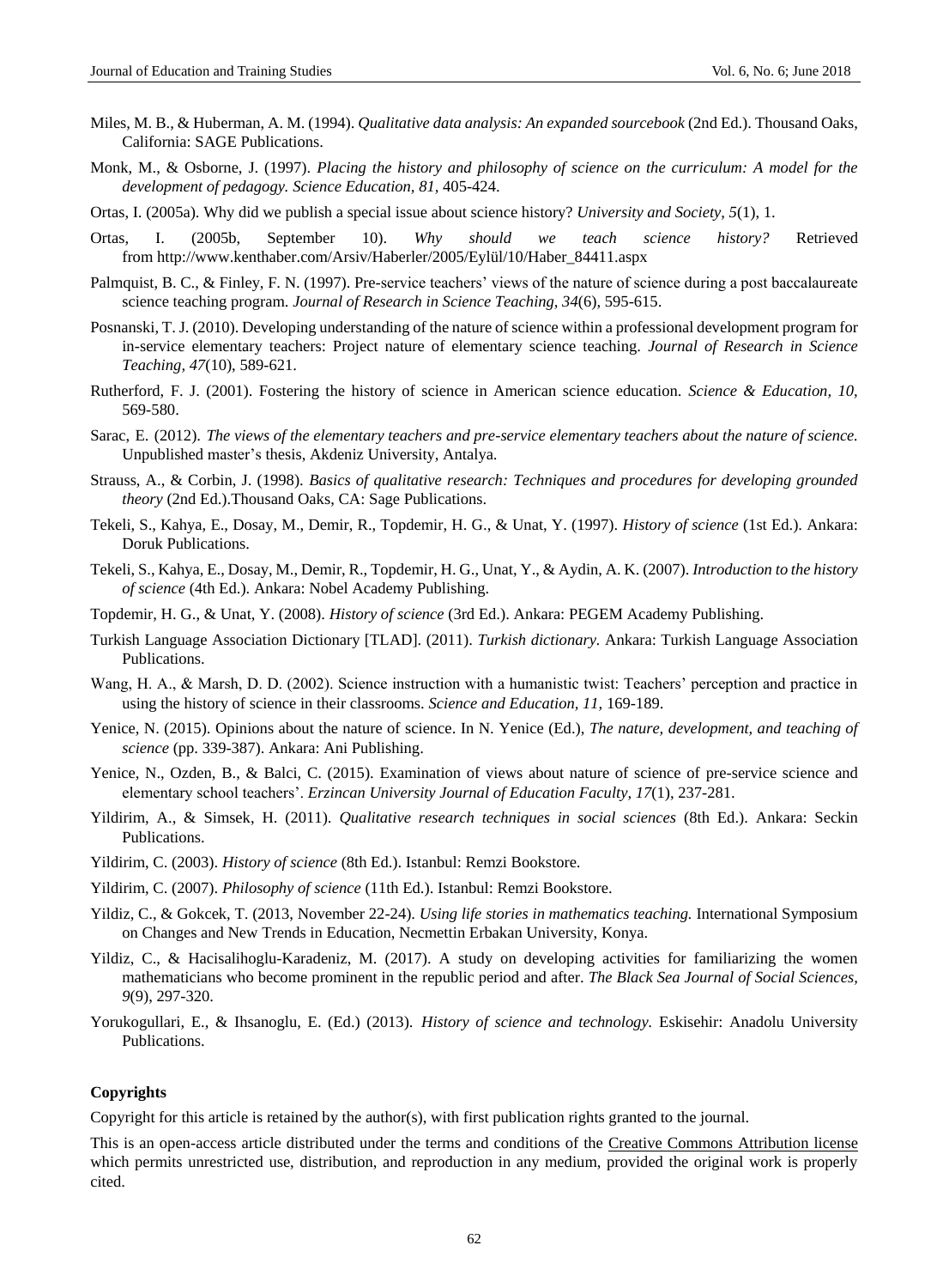Miles, M. B., & Huberman, A. M. (1994). *Qualitative data analysis: An expanded sourcebook* (2nd Ed.). Thousand Oaks, California: SAGE Publications.

Monk, M., & Osborne, J. (1997). *Placing the history and philosophy of science on the curriculum: A model for the development of pedagogy. Science Education, 81,* 405-424.

Ortas, I. (2005a). Why did we publish a special issue about science history? *University and Society, 5*(1), 1.

Ortas, I. (2005b, September 10). *Why should we teach science history?* Retrieved from http://www.kenthaber.com/Arsiv/Haberler/2005/Eylül/10/Haber_84411.aspx

Palmquist, B. C., & Finley, F. N. (1997). Pre-service teachers' views of the nature of science during a post baccalaureate science teaching program. *Journal of Research in Science Teaching, 34*(6), 595-615.

Posnanski, T. J. (2010). Developing understanding of the nature of science within a professional development program for in-service elementary teachers: Project nature of elementary science teaching. *Journal of Research in Science Teaching, 47*(10), 589-621.

Rutherford, F. J. (2001). Fostering the history of science in American science education. *Science & Education, 10,* 569-580.

Sarac, E. (2012). *The views of the elementary teachers and pre-service elementary teachers about the nature of science.* Unpublished master's thesis, Akdeniz University, Antalya.

Strauss, A., & Corbin, J. (1998). *Basics of qualitative research: Techniques and procedures for developing grounded theory* (2nd Ed.).Thousand Oaks, CA: Sage Publications.

Tekeli, S., Kahya, E., Dosay, M., Demir, R., Topdemir, H. G., & Unat, Y. (1997). *History of science* (1st Ed.). Ankara: Doruk Publications.

Tekeli, S., Kahya, E., Dosay, M., Demir, R., Topdemir, H. G., Unat, Y., & Aydin, A. K. (2007). *Introduction to the history of science* (4th Ed.). Ankara: Nobel Academy Publishing.

Topdemir, H. G., & Unat, Y. (2008). *History of science* (3rd Ed.). Ankara: PEGEM Academy Publishing.

Turkish Language Association Dictionary [TLAD]. (2011). *Turkish dictionary.* Ankara: Turkish Language Association Publications.

Wang, H. A., & Marsh, D. D. (2002). Science instruction with a humanistic twist: Teachers' perception and practice in using the history of science in their classrooms. *Science and Education, 11,* 169-189.

Yenice, N. (2015). Opinions about the nature of science. In N. Yenice (Ed.), *The nature, development, and teaching of science* (pp. 339-387). Ankara: Ani Publishing.

Yenice, N., Ozden, B., & Balci, C. (2015). Examination of views about nature of science of pre-service science and elementary school teachers'. *Erzincan University Journal of Education Faculty, 17*(1), 237-281.

Yildirim, A., & Simsek, H. (2011). *Qualitative research techniques in social sciences* (8th Ed.). Ankara: Seckin Publications.

Yildirim, C. (2003). *History of science* (8th Ed.). Istanbul: Remzi Bookstore.

Yildirim, C. (2007). *Philosophy of science* (11th Ed.). Istanbul: Remzi Bookstore.

Yildiz, C., & Gokcek, T. (2013, November 22-24). *Using life stories in mathematics teaching.* International Symposium on Changes and New Trends in Education, Necmettin Erbakan University, Konya.

Yildiz, C., & Hacisalihoglu-Karadeniz, M. (2017). A study on developing activities for familiarizing the women mathematicians who become prominent in the republic period and after. *The Black Sea Journal of Social Sciences, 9*(9), 297-320.

Yorukogullari, E., & Ihsanoglu, E. (Ed.) (2013). *History of science and technology.* Eskisehir: Anadolu University Publications.

**Copyrights**

Copyright for this article is retained by the author(s), with first publication rights granted to the journal.

This is an open-access article distributed under the terms and conditions of the Creative Commons Attribution license which permits unrestricted use, distribution, and reproduction in any medium, provided the original work is properly cited.